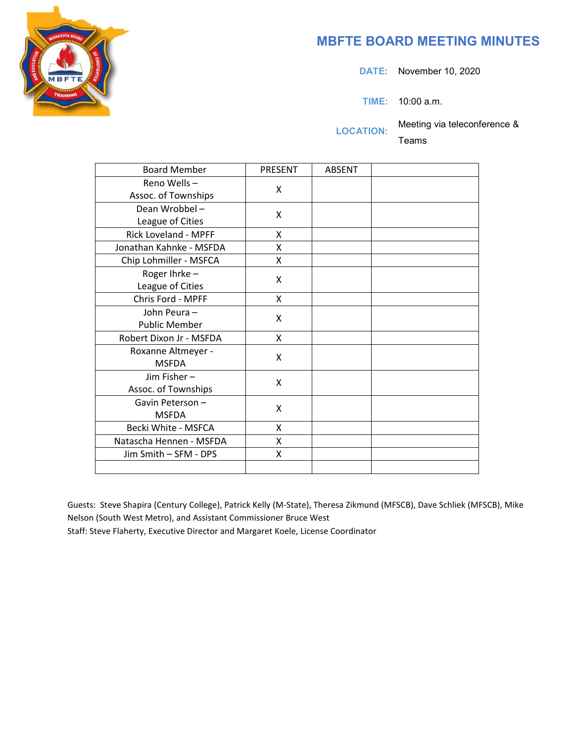# MBFTE BOARD MEETING MINUTES

**DATE:** November 10, 2020

**TIME:** 10:00 a.m.

**LOCATION:** Meeting via teleconference & Teams

| Board Member | PRESENT | ABSENT | |
|---|---|---|---|
| Reno Wells – Assoc. of Townships | X | | |
| Dean Wrobbel – League of Cities | X | | |
| Rick Loveland - MPFF | X | | |
| Jonathan Kahnke - MSFDA | X | | |
| Chip Lohmiller - MSFCA | X | | |
| Roger Ihrke – League of Cities | X | | |
| Chris Ford - MPFF | X | | |
| John Peura – Public Member | X | | |
| Robert Dixon Jr - MSFDA | X | | |
| Roxanne Altmeyer - MSFDA | X | | |
| Jim Fisher – Assoc. of Townships | X | | |
| Gavin Peterson – MSFDA | X | | |
| Becki White - MSFCA | X | | |
| Natascha Hennen - MSFDA | X | | |
| Jim Smith – SFM - DPS | X | | |
| | | | |

Guests: Steve Shapira (Century College), Patrick Kelly (M-State), Theresa Zikmund (MFSCB), Dave Schliek (MFSCB), Mike Nelson (South West Metro), and Assistant Commissioner Bruce West

Staff: Steve Flaherty, Executive Director and Margaret Koele, License Coordinator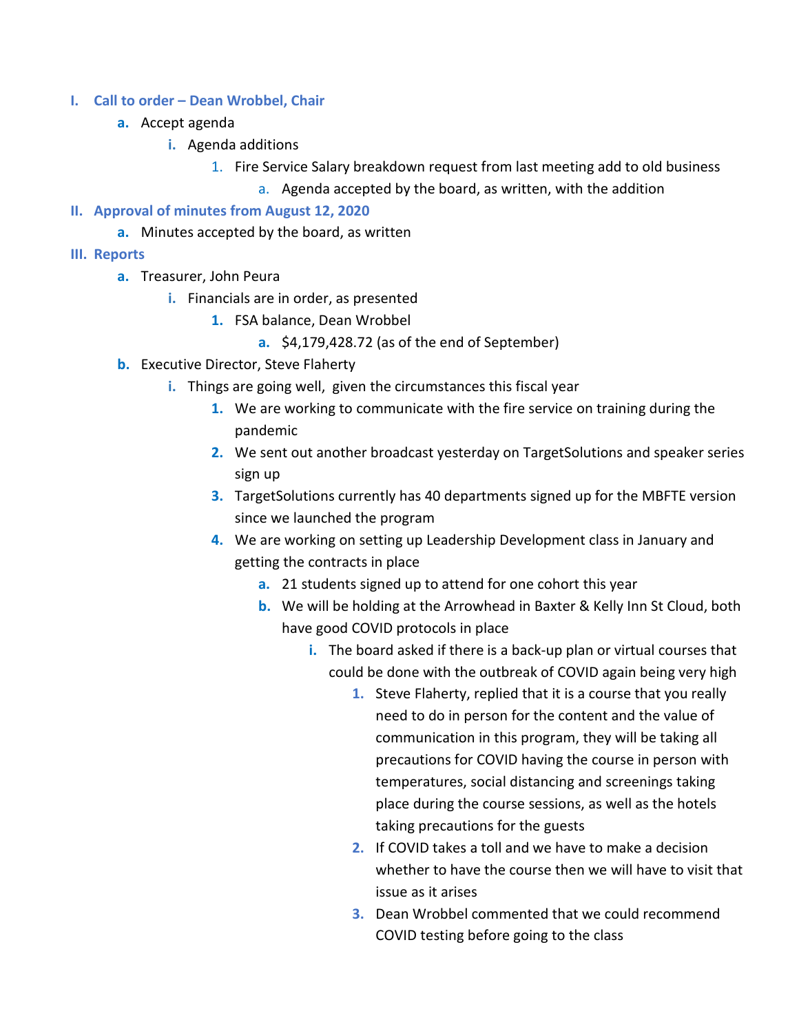- I. **Call to order – Dean Wrobbel, Chair**
  - a. Accept agenda
    - i. Agenda additions
      1. Fire Service Salary breakdown request from last meeting add to old business
         - a. Agenda accepted by the board, as written, with the addition
- II. **Approval of minutes from August 12, 2020**
  - a. Minutes accepted by the board, as written
- III. **Reports**
  - a. Treasurer, John Peura
    - i. Financials are in order, as presented
      1. FSA balance, Dean Wrobbel
         - a. $4,179,428.72 (as of the end of September)
  - b. Executive Director, Steve Flaherty
    - i. Things are going well, given the circumstances this fiscal year
      1. We are working to communicate with the fire service on training during the pandemic
      2. We sent out another broadcast yesterday on TargetSolutions and speaker series sign up
      3. TargetSolutions currently has 40 departments signed up for the MBFTE version since we launched the program
      4. We are working on setting up Leadership Development class in January and getting the contracts in place
         - a. 21 students signed up to attend for one cohort this year
         - b. We will be holding at the Arrowhead in Baxter & Kelly Inn St Cloud, both have good COVID protocols in place
           - i. The board asked if there is a back-up plan or virtual courses that could be done with the outbreak of COVID again being very high
             1. Steve Flaherty, replied that it is a course that you really need to do in person for the content and the value of communication in this program, they will be taking all precautions for COVID having the course in person with temperatures, social distancing and screenings taking place during the course sessions, as well as the hotels taking precautions for the guests
             2. If COVID takes a toll and we have to make a decision whether to have the course then we will have to visit that issue as it arises
             3. Dean Wrobbel commented that we could recommend COVID testing before going to the class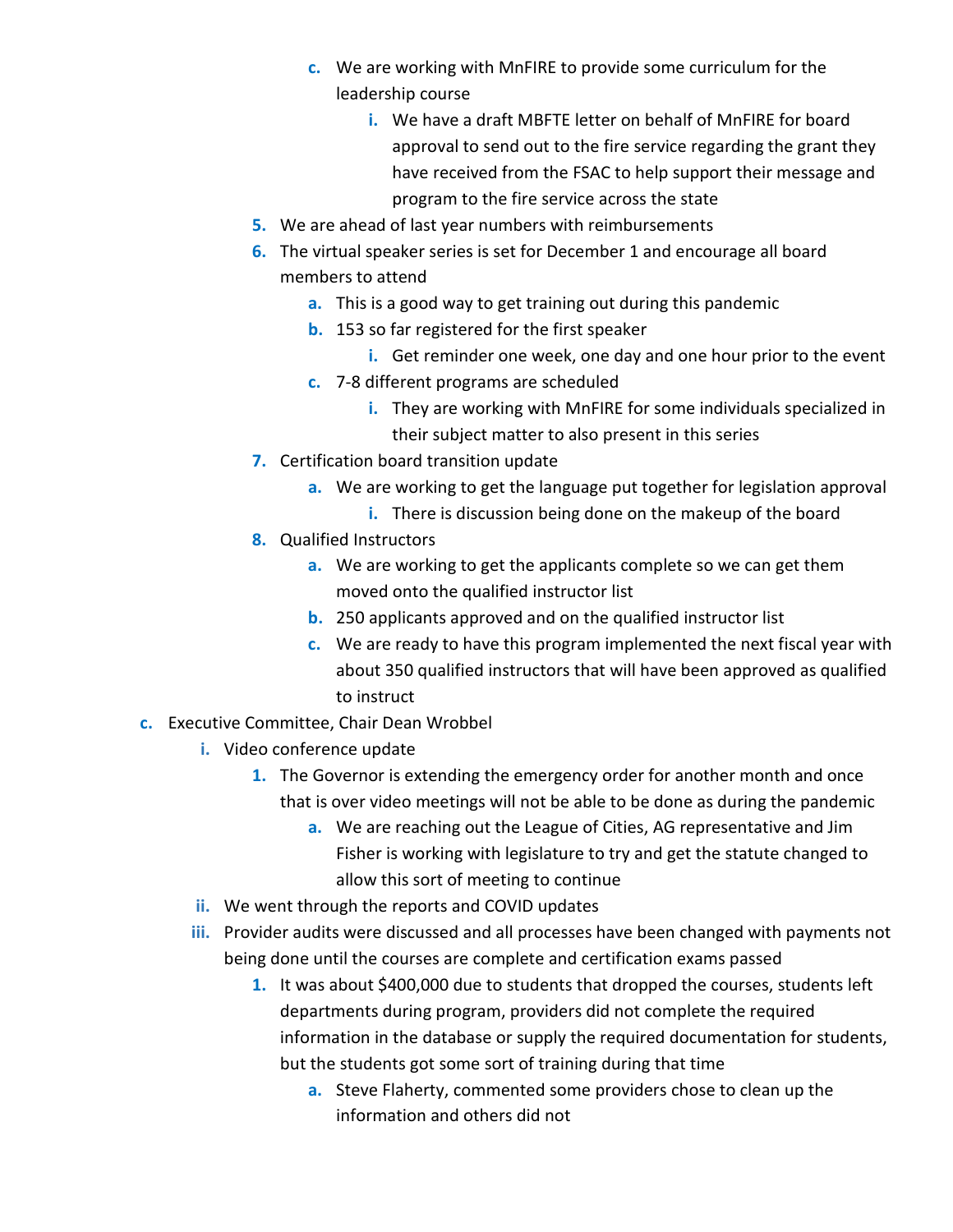c. We are working with MnFIRE to provide some curriculum for the leadership course
                i. We have a draft MBFTE letter on behalf of MnFIRE for board approval to send out to the fire service regarding the grant they have received from the FSAC to help support their message and program to the fire service across the state
        5. We are ahead of last year numbers with reimbursements
        6. The virtual speaker series is set for December 1 and encourage all board members to attend
            a. This is a good way to get training out during this pandemic
            b. 153 so far registered for the first speaker
                i. Get reminder one week, one day and one hour prior to the event
            c. 7-8 different programs are scheduled
                i. They are working with MnFIRE for some individuals specialized in their subject matter to also present in this series
        7. Certification board transition update
            a. We are working to get the language put together for legislation approval
                i. There is discussion being done on the makeup of the board
        8. Qualified Instructors
            a. We are working to get the applicants complete so we can get them moved onto the qualified instructor list
            b. 250 applicants approved and on the qualified instructor list
            c. We are ready to have this program implemented the next fiscal year with about 350 qualified instructors that will have been approved as qualified to instruct

c. Executive Committee, Chair Dean Wrobbel
    i. Video conference update
        1. The Governor is extending the emergency order for another month and once that is over video meetings will not be able to be done as during the pandemic
            a. We are reaching out the League of Cities, AG representative and Jim Fisher is working with legislature to try and get the statute changed to allow this sort of meeting to continue
    ii. We went through the reports and COVID updates
    iii. Provider audits were discussed and all processes have been changed with payments not being done until the courses are complete and certification exams passed
        1. It was about $400,000 due to students that dropped the courses, students left departments during program, providers did not complete the required information in the database or supply the required documentation for students, but the students got some sort of training during that time
            a. Steve Flaherty, commented some providers chose to clean up the information and others did not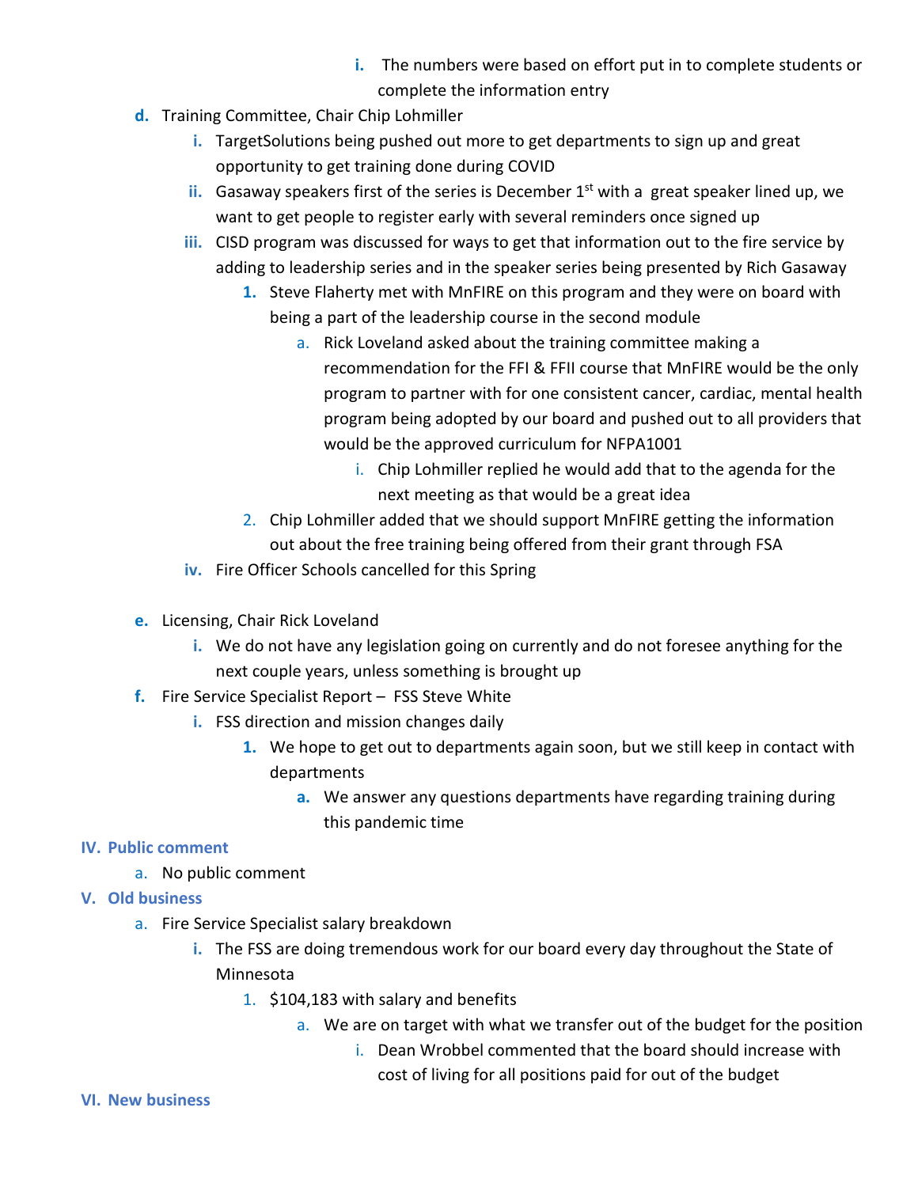- i. The numbers were based on effort put in to complete students or complete the information entry

- d. Training Committee, Chair Chip Lohmiller
  - i. TargetSolutions being pushed out more to get departments to sign up and great opportunity to get training done during COVID
  - ii. Gasaway speakers first of the series is December 1st with a great speaker lined up, we want to get people to register early with several reminders once signed up
  - iii. CISD program was discussed for ways to get that information out to the fire service by adding to leadership series and in the speaker series being presented by Rich Gasaway
    1. Steve Flaherty met with MnFIRE on this program and they were on board with being a part of the leadership course in the second module
       - a. Rick Loveland asked about the training committee making a recommendation for the FFI & FFII course that MnFIRE would be the only program to partner with for one consistent cancer, cardiac, mental health program being adopted by our board and pushed out to all providers that would be the approved curriculum for NFPA1001
         - i. Chip Lohmiller replied he would add that to the agenda for the next meeting as that would be a great idea
    2. Chip Lohmiller added that we should support MnFIRE getting the information out about the free training being offered from their grant through FSA
  - iv. Fire Officer Schools cancelled for this Spring

- e. Licensing, Chair Rick Loveland
  - i. We do not have any legislation going on currently and do not foresee anything for the next couple years, unless something is brought up
- f. Fire Service Specialist Report – FSS Steve White
  - i. FSS direction and mission changes daily
    1. We hope to get out to departments again soon, but we still keep in contact with departments
       - a. We answer any questions departments have regarding training during this pandemic time

## IV. Public comment

- a. No public comment

## V. Old business

- a. Fire Service Specialist salary breakdown
  - i. The FSS are doing tremendous work for our board every day throughout the State of Minnesota
    1. $104,183 with salary and benefits
       - a. We are on target with what we transfer out of the budget for the position
         - i. Dean Wrobbel commented that the board should increase with cost of living for all positions paid for out of the budget

## VI. New business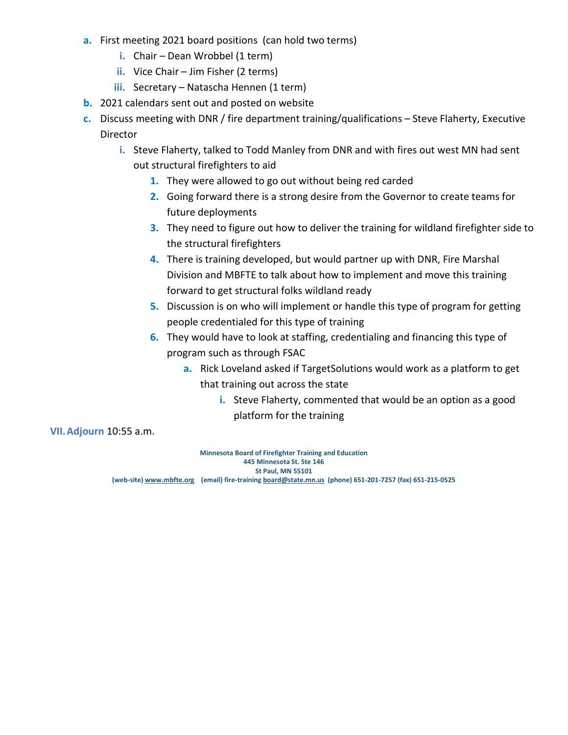a. First meeting 2021 board positions (can hold two terms)
    i. Chair – Dean Wrobbel (1 term)
    ii. Vice Chair – Jim Fisher (2 terms)
    iii. Secretary – Natascha Hennen (1 term)
b. 2021 calendars sent out and posted on website
c. Discuss meeting with DNR / fire department training/qualifications – Steve Flaherty, Executive Director
    i. Steve Flaherty, talked to Todd Manley from DNR and with fires out west MN had sent out structural firefighters to aid
        1. They were allowed to go out without being red carded
        2. Going forward there is a strong desire from the Governor to create teams for future deployments
        3. They need to figure out how to deliver the training for wildland firefighter side to the structural firefighters
        4. There is training developed, but would partner up with DNR, Fire Marshal Division and MBFTE to talk about how to implement and move this training forward to get structural folks wildland ready
        5. Discussion is on who will implement or handle this type of program for getting people credentialed for this type of training
        6. They would have to look at staffing, credentialing and financing this type of program such as through FSAC
            a. Rick Loveland asked if TargetSolutions would work as a platform to get that training out across the state
                i. Steve Flaherty, commented that would be an option as a good platform for the training

**VII. Adjourn** 10:55 a.m.

Minnesota Board of Firefighter Training and Education
445 Minnesota St. Ste 146
St Paul, MN 55101
(web-site) www.mbfte.org (email) fire-training board@state.mn.us (phone) 651-201-7257 (fax) 651-215-0525